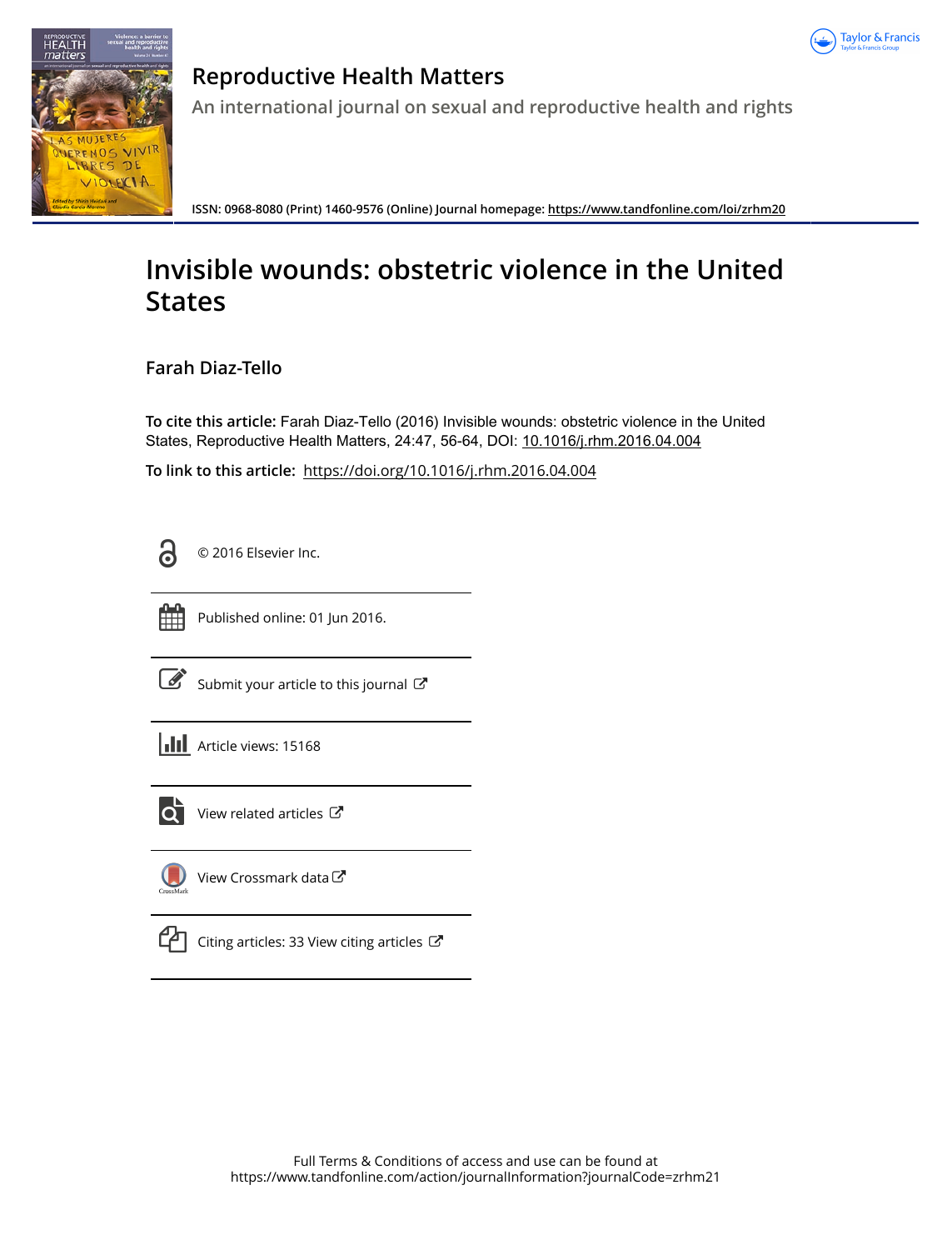# Reproductive Health Matters

An international journal on sexual and reproductive health and rights

ISSN: 0968-8080 (Print) 1460-9576 (Online) Journal homepage: https://www.tandfonline.com/loi/zrhm20

# Invisible wounds: obstetric violence in the United States

## Farah Diaz-Tello

**To cite this article:** Farah Diaz-Tello (2016) Invisible wounds: obstetric violence in the United States, Reproductive Health Matters, 24:47, 56-64, DOI: 10.1016/j.rhm.2016.04.004

**To link to this article:** https://doi.org/10.1016/j.rhm.2016.04.004

© 2016 Elsevier Inc.

Published online: 01 Jun 2016.

Submit your article to this journal

Article views: 15168

View related articles

View Crossmark data

Citing articles: 33 View citing articles

Full Terms & Conditions of access and use can be found at https://www.tandfonline.com/action/journalInformation?journalCode=zrhm21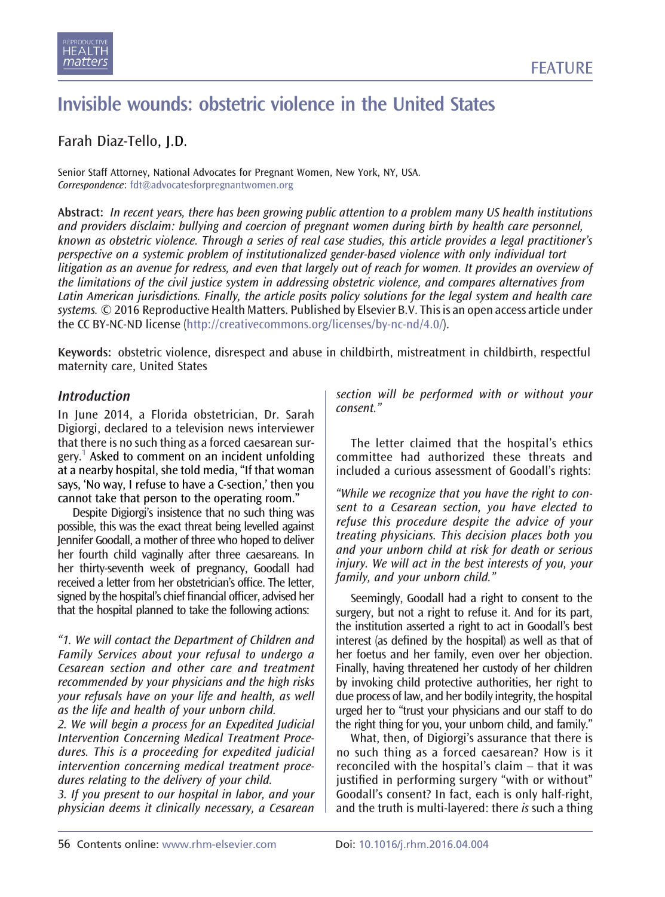# Invisible wounds: obstetric violence in the United States

Farah Diaz-Tello, J.D.

Senior Staff Attorney, National Advocates for Pregnant Women, New York, NY, USA. *Correspondence*: fdt@advocatesforpregnantwomen.org

**Abstract:** *In recent years, there has been growing public attention to a problem many US health institutions and providers disclaim: bullying and coercion of pregnant women during birth by health care personnel, known as obstetric violence. Through a series of real case studies, this article provides a legal practitioner's perspective on a systemic problem of institutionalized gender-based violence with only individual tort litigation as an avenue for redress, and even that largely out of reach for women. It provides an overview of the limitations of the civil justice system in addressing obstetric violence, and compares alternatives from Latin American jurisdictions. Finally, the article posits policy solutions for the legal system and health care systems.* © 2016 Reproductive Health Matters. Published by Elsevier B.V. This is an open access article under the CC BY-NC-ND license (http://creativecommons.org/licenses/by-nc-nd/4.0/).

**Keywords:** obstetric violence, disrespect and abuse in childbirth, mistreatment in childbirth, respectful maternity care, United States

## *Introduction*

In June 2014, a Florida obstetrician, Dr. Sarah Digiorgi, declared to a television news interviewer that there is no such thing as a forced caesarean surgery.[1] Asked to comment on an incident unfolding at a nearby hospital, she told media, "If that woman says, 'No way, I refuse to have a C-section,' then you cannot take that person to the operating room."

Despite Digiorgi's insistence that no such thing was possible, this was the exact threat being levelled against Jennifer Goodall, a mother of three who hoped to deliver her fourth child vaginally after three caesareans. In her thirty-seventh week of pregnancy, Goodall had received a letter from her obstetrician's office. The letter, signed by the hospital's chief financial officer, advised her that the hospital planned to take the following actions:

*"1. We will contact the Department of Children and Family Services about your refusal to undergo a Cesarean section and other care and treatment recommended by your physicians and the high risks your refusals have on your life and health, as well as the life and health of your unborn child.*
*2. We will begin a process for an Expedited Judicial Intervention Concerning Medical Treatment Procedures. This is a proceeding for expedited judicial intervention concerning medical treatment procedures relating to the delivery of your child.*
*3. If you present to our hospital in labor, and your physician deems it clinically necessary, a Cesarean section will be performed with or without your consent."*

The letter claimed that the hospital's ethics committee had authorized these threats and included a curious assessment of Goodall's rights:

*"While we recognize that you have the right to consent to a Cesarean section, you have elected to refuse this procedure despite the advice of your treating physicians. This decision places both you and your unborn child at risk for death or serious injury. We will act in the best interests of you, your family, and your unborn child."*

Seemingly, Goodall had a right to consent to the surgery, but not a right to refuse it. And for its part, the institution asserted a right to act in Goodall's best interest (as defined by the hospital) as well as that of her foetus and her family, even over her objection. Finally, having threatened her custody of her children by invoking child protective authorities, her right to due process of law, and her bodily integrity, the hospital urged her to "trust your physicians and our staff to do the right thing for you, your unborn child, and family."

What, then, of Digiorgi's assurance that there is no such thing as a forced caesarean? How is it reconciled with the hospital's claim – that it was justified in performing surgery "with or without" Goodall's consent? In fact, each is only half-right, and the truth is multi-layered: there *is* such a thing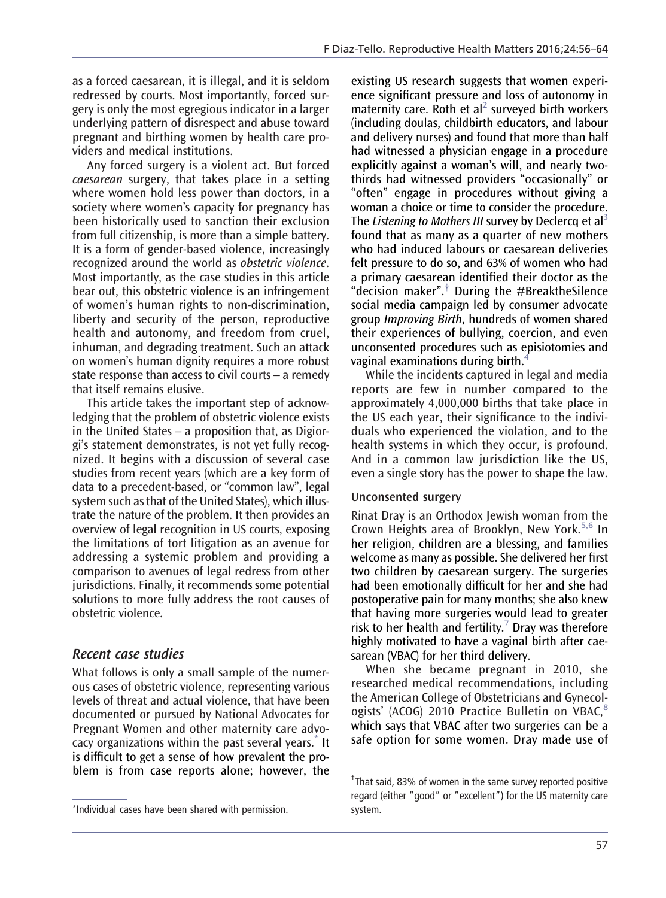as a forced caesarean, it is illegal, and it is seldom redressed by courts. Most importantly, forced surgery is only the most egregious indicator in a larger underlying pattern of disrespect and abuse toward pregnant and birthing women by health care providers and medical institutions.

Any forced surgery is a violent act. But forced *caesarean* surgery, that takes place in a setting where women hold less power than doctors, in a society where women's capacity for pregnancy has been historically used to sanction their exclusion from full citizenship, is more than a simple battery. It is a form of gender-based violence, increasingly recognized around the world as *obstetric violence*. Most importantly, as the case studies in this article bear out, this obstetric violence is an infringement of women's human rights to non-discrimination, liberty and security of the person, reproductive health and autonomy, and freedom from cruel, inhuman, and degrading treatment. Such an attack on women's human dignity requires a more robust state response than access to civil courts – a remedy that itself remains elusive.

This article takes the important step of acknowledging that the problem of obstetric violence exists in the United States – a proposition that, as Digiorgi's statement demonstrates, is not yet fully recognized. It begins with a discussion of several case studies from recent years (which are a key form of data to a precedent-based, or "common law", legal system such as that of the United States), which illustrate the nature of the problem. It then provides an overview of legal recognition in US courts, exposing the limitations of tort litigation as an avenue for addressing a systemic problem and providing a comparison to avenues of legal redress from other jurisdictions. Finally, it recommends some potential solutions to more fully address the root causes of obstetric violence.

## Recent case studies

What follows is only a small sample of the numerous cases of obstetric violence, representing various levels of threat and actual violence, that have been documented or pursued by National Advocates for Pregnant Women and other maternity care advocacy organizations within the past several years.[*] It is difficult to get a sense of how prevalent the problem is from case reports alone; however, the existing US research suggests that women experience significant pressure and loss of autonomy in maternity care. Roth et al[2] surveyed birth workers (including doulas, childbirth educators, and labour and delivery nurses) and found that more than half had witnessed a physician engage in a procedure explicitly against a woman's will, and nearly two-thirds had witnessed providers "occasionally" or "often" engage in procedures without giving a woman a choice or time to consider the procedure. The *Listening to Mothers III* survey by Declercq et al[3] found that as many as a quarter of new mothers who had induced labours or caesarean deliveries felt pressure to do so, and 63% of women who had a primary caesarean identified their doctor as the "decision maker".[†] During the #BreaktheSilence social media campaign led by consumer advocate group *Improving Birth*, hundreds of women shared their experiences of bullying, coercion, and even unconsented procedures such as episiotomies and vaginal examinations during birth.[4]

While the incidents captured in legal and media reports are few in number compared to the approximately 4,000,000 births that take place in the US each year, their significance to the individuals who experienced the violation, and to the health systems in which they occur, is profound. And in a common law jurisdiction like the US, even a single story has the power to shape the law.

### Unconsented surgery

Rinat Dray is an Orthodox Jewish woman from the Crown Heights area of Brooklyn, New York.[5,6] In her religion, children are a blessing, and families welcome as many as possible. She delivered her first two children by caesarean surgery. The surgeries had been emotionally difficult for her and she had postoperative pain for many months; she also knew that having more surgeries would lead to greater risk to her health and fertility.[7] Dray was therefore highly motivated to have a vaginal birth after caesarean (VBAC) for her third delivery.

When she became pregnant in 2010, she researched medical recommendations, including the American College of Obstetricians and Gynecologists' (ACOG) 2010 Practice Bulletin on VBAC,[8] which says that VBAC after two surgeries can be a safe option for some women. Dray made use of

[*] Individual cases have been shared with permission.

[†] That said, 83% of women in the same survey reported positive regard (either "good" or "excellent") for the US maternity care system.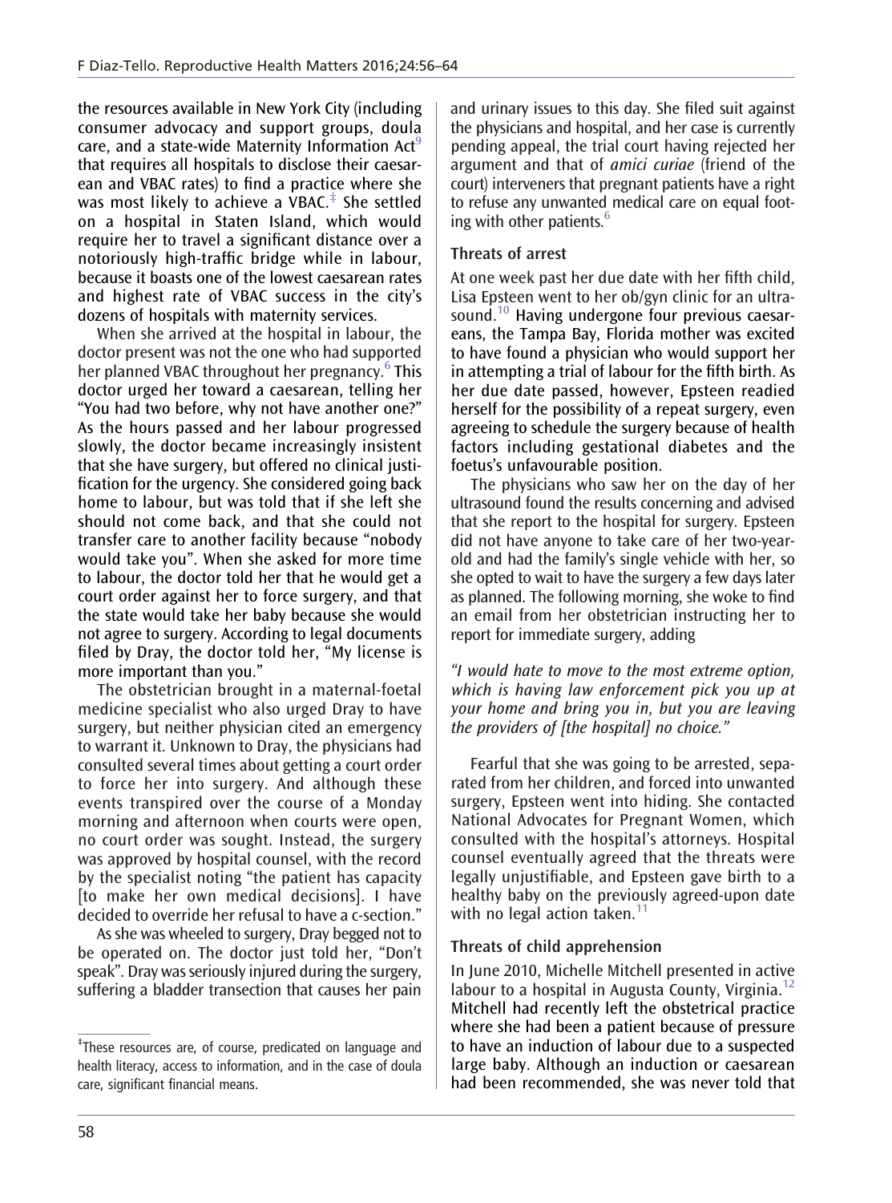the resources available in New York City (including consumer advocacy and support groups, doula care, and a state-wide Maternity Information Act[9] that requires all hospitals to disclose their caesarean and VBAC rates) to find a practice where she was most likely to achieve a VBAC.[‡] She settled on a hospital in Staten Island, which would require her to travel a significant distance over a notoriously high-traffic bridge while in labour, because it boasts one of the lowest caesarean rates and highest rate of VBAC success in the city's dozens of hospitals with maternity services.

When she arrived at the hospital in labour, the doctor present was not the one who had supported her planned VBAC throughout her pregnancy.[6] This doctor urged her toward a caesarean, telling her "You had two before, why not have another one?" As the hours passed and her labour progressed slowly, the doctor became increasingly insistent that she have surgery, but offered no clinical justification for the urgency. She considered going back home to labour, but was told that if she left she should not come back, and that she could not transfer care to another facility because "nobody would take you". When she asked for more time to labour, the doctor told her that he would get a court order against her to force surgery, and that the state would take her baby because she would not agree to surgery. According to legal documents filed by Dray, the doctor told her, "My license is more important than you."

The obstetrician brought in a maternal-foetal medicine specialist who also urged Dray to have surgery, but neither physician cited an emergency to warrant it. Unknown to Dray, the physicians had consulted several times about getting a court order to force her into surgery. And although these events transpired over the course of a Monday morning and afternoon when courts were open, no court order was sought. Instead, the surgery was approved by hospital counsel, with the record by the specialist noting "the patient has capacity [to make her own medical decisions]. I have decided to override her refusal to have a c-section."

As she was wheeled to surgery, Dray begged not to be operated on. The doctor just told her, "Don't speak". Dray was seriously injured during the surgery, suffering a bladder transection that causes her pain and urinary issues to this day. She filed suit against the physicians and hospital, and her case is currently pending appeal, the trial court having rejected her argument and that of *amici curiae* (friend of the court) interveners that pregnant patients have a right to refuse any unwanted medical care on equal footing with other patients.[6]

### Threats of arrest

At one week past her due date with her fifth child, Lisa Epsteen went to her ob/gyn clinic for an ultrasound.[10] Having undergone four previous caesareans, the Tampa Bay, Florida mother was excited to have found a physician who would support her in attempting a trial of labour for the fifth birth. As her due date passed, however, Epsteen readied herself for the possibility of a repeat surgery, even agreeing to schedule the surgery because of health factors including gestational diabetes and the foetus's unfavourable position.

The physicians who saw her on the day of her ultrasound found the results concerning and advised that she report to the hospital for surgery. Epsteen did not have anyone to take care of her two-year-old and had the family's single vehicle with her, so she opted to wait to have the surgery a few days later as planned. The following morning, she woke to find an email from her obstetrician instructing her to report for immediate surgery, adding

*"I would hate to move to the most extreme option, which is having law enforcement pick you up at your home and bring you in, but you are leaving the providers of [the hospital] no choice."*

Fearful that she was going to be arrested, separated from her children, and forced into unwanted surgery, Epsteen went into hiding. She contacted National Advocates for Pregnant Women, which consulted with the hospital's attorneys. Hospital counsel eventually agreed that the threats were legally unjustifiable, and Epsteen gave birth to a healthy baby on the previously agreed-upon date with no legal action taken.[11]

### Threats of child apprehension

In June 2010, Michelle Mitchell presented in active labour to a hospital in Augusta County, Virginia.[12] Mitchell had recently left the obstetrical practice where she had been a patient because of pressure to have an induction of labour due to a suspected large baby. Although an induction or caesarean had been recommended, she was never told that

‡These resources are, of course, predicated on language and health literacy, access to information, and in the case of doula care, significant financial means.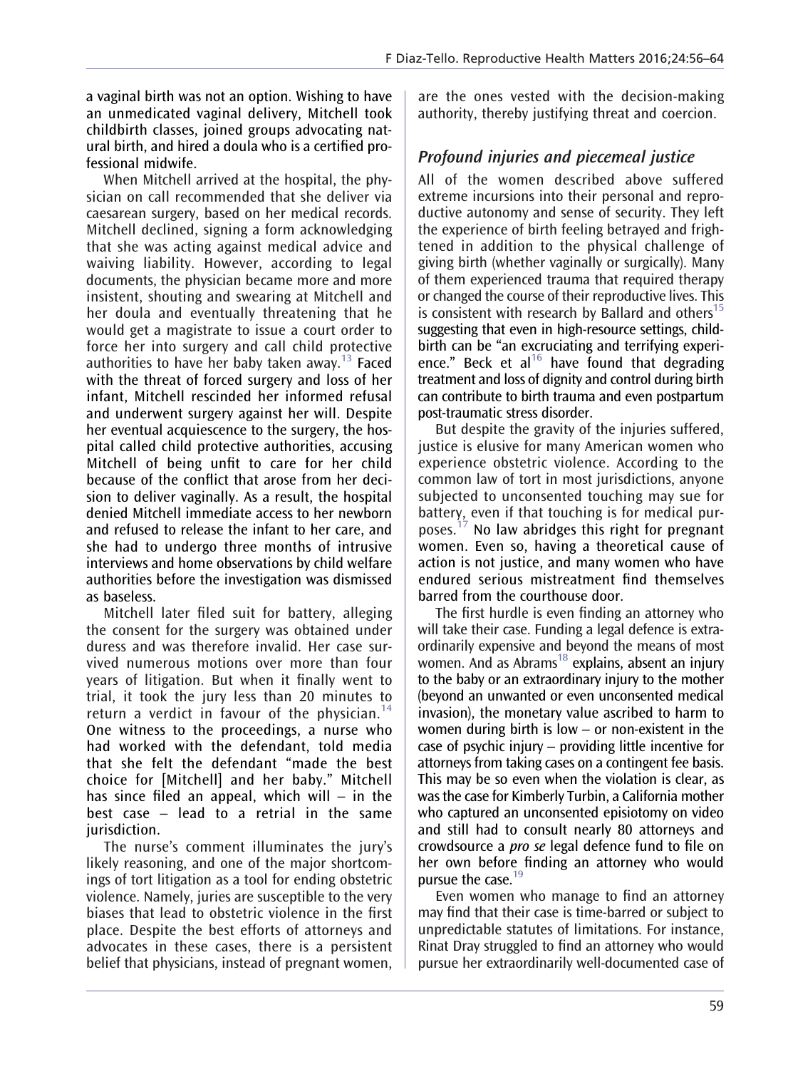a vaginal birth was not an option. Wishing to have an unmedicated vaginal delivery, Mitchell took childbirth classes, joined groups advocating natural birth, and hired a doula who is a certified professional midwife.

When Mitchell arrived at the hospital, the physician on call recommended that she deliver via caesarean surgery, based on her medical records. Mitchell declined, signing a form acknowledging that she was acting against medical advice and waiving liability. However, according to legal documents, the physician became more and more insistent, shouting and swearing at Mitchell and her doula and eventually threatening that he would get a magistrate to issue a court order to force her into surgery and call child protective authorities to have her baby taken away.[13] Faced with the threat of forced surgery and loss of her infant, Mitchell rescinded her informed refusal and underwent surgery against her will. Despite her eventual acquiescence to the surgery, the hospital called child protective authorities, accusing Mitchell of being unfit to care for her child because of the conflict that arose from her decision to deliver vaginally. As a result, the hospital denied Mitchell immediate access to her newborn and refused to release the infant to her care, and she had to undergo three months of intrusive interviews and home observations by child welfare authorities before the investigation was dismissed as baseless.

Mitchell later filed suit for battery, alleging the consent for the surgery was obtained under duress and was therefore invalid. Her case survived numerous motions over more than four years of litigation. But when it finally went to trial, it took the jury less than 20 minutes to return a verdict in favour of the physician.[14] One witness to the proceedings, a nurse who had worked with the defendant, told media that she felt the defendant "made the best choice for [Mitchell] and her baby." Mitchell has since filed an appeal, which will – in the best case – lead to a retrial in the same jurisdiction.

The nurse's comment illuminates the jury's likely reasoning, and one of the major shortcomings of tort litigation as a tool for ending obstetric violence. Namely, juries are susceptible to the very biases that lead to obstetric violence in the first place. Despite the best efforts of attorneys and advocates in these cases, there is a persistent belief that physicians, instead of pregnant women, are the ones vested with the decision-making authority, thereby justifying threat and coercion.

## Profound injuries and piecemeal justice

All of the women described above suffered extreme incursions into their personal and reproductive autonomy and sense of security. They left the experience of birth feeling betrayed and frightened in addition to the physical challenge of giving birth (whether vaginally or surgically). Many of them experienced trauma that required therapy or changed the course of their reproductive lives. This is consistent with research by Ballard and others[15] suggesting that even in high-resource settings, childbirth can be "an excruciating and terrifying experience." Beck et al[16] have found that degrading treatment and loss of dignity and control during birth can contribute to birth trauma and even postpartum post-traumatic stress disorder.

But despite the gravity of the injuries suffered, justice is elusive for many American women who experience obstetric violence. According to the common law of tort in most jurisdictions, anyone subjected to unconsented touching may sue for battery, even if that touching is for medical purposes.[17] No law abridges this right for pregnant women. Even so, having a theoretical cause of action is not justice, and many women who have endured serious mistreatment find themselves barred from the courthouse door.

The first hurdle is even finding an attorney who will take their case. Funding a legal defence is extraordinarily expensive and beyond the means of most women. And as Abrams[18] explains, absent an injury to the baby or an extraordinary injury to the mother (beyond an unwanted or even unconsented medical invasion), the monetary value ascribed to harm to women during birth is low – or non-existent in the case of psychic injury – providing little incentive for attorneys from taking cases on a contingent fee basis. This may be so even when the violation is clear, as was the case for Kimberly Turbin, a California mother who captured an unconsented episiotomy on video and still had to consult nearly 80 attorneys and crowdsource a *pro se* legal defence fund to file on her own before finding an attorney who would pursue the case.[19]

Even women who manage to find an attorney may find that their case is time-barred or subject to unpredictable statutes of limitations. For instance, Rinat Dray struggled to find an attorney who would pursue her extraordinarily well-documented case of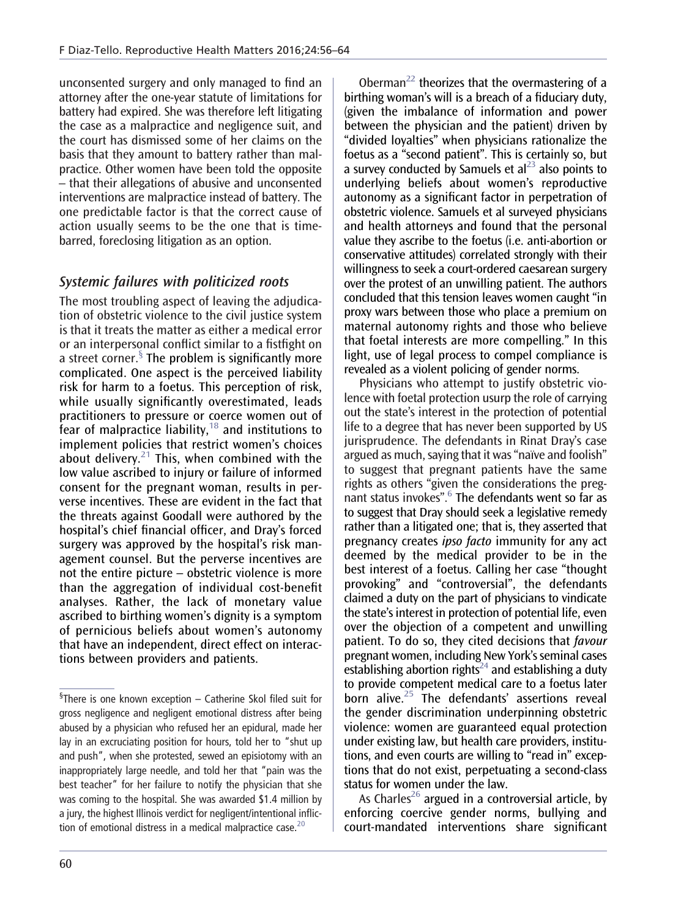unconsented surgery and only managed to find an attorney after the one-year statute of limitations for battery had expired. She was therefore left litigating the case as a malpractice and negligence suit, and the court has dismissed some of her claims on the basis that they amount to battery rather than malpractice. Other women have been told the opposite – that their allegations of abusive and unconsented interventions are malpractice instead of battery. The one predictable factor is that the correct cause of action usually seems to be the one that is time-barred, foreclosing litigation as an option.

## *Systemic failures with politicized roots*

The most troubling aspect of leaving the adjudication of obstetric violence to the civil justice system is that it treats the matter as either a medical error or an interpersonal conflict similar to a fistfight on a street corner.[§] The problem is significantly more complicated. One aspect is the perceived liability risk for harm to a foetus. This perception of risk, while usually significantly overestimated, leads practitioners to pressure or coerce women out of fear of malpractice liability,[18] and institutions to implement policies that restrict women's choices about delivery.[21] This, when combined with the low value ascribed to injury or failure of informed consent for the pregnant woman, results in perverse incentives. These are evident in the fact that the threats against Goodall were authored by the hospital's chief financial officer, and Dray's forced surgery was approved by the hospital's risk management counsel. But the perverse incentives are not the entire picture – obstetric violence is more than the aggregation of individual cost-benefit analyses. Rather, the lack of monetary value ascribed to birthing women's dignity is a symptom of pernicious beliefs about women's autonomy that have an independent, direct effect on interactions between providers and patients.

Oberman[22] theorizes that the overmastering of a birthing woman's will is a breach of a fiduciary duty, (given the imbalance of information and power between the physician and the patient) driven by "divided loyalties" when physicians rationalize the foetus as a "second patient". This is certainly so, but a survey conducted by Samuels et al[23] also points to underlying beliefs about women's reproductive autonomy as a significant factor in perpetration of obstetric violence. Samuels et al surveyed physicians and health attorneys and found that the personal value they ascribe to the foetus (i.e. anti-abortion or conservative attitudes) correlated strongly with their willingness to seek a court-ordered caesarean surgery over the protest of an unwilling patient. The authors concluded that this tension leaves women caught "in proxy wars between those who place a premium on maternal autonomy rights and those who believe that foetal interests are more compelling." In this light, use of legal process to compel compliance is revealed as a violent policing of gender norms.

Physicians who attempt to justify obstetric violence with foetal protection usurp the role of carrying out the state's interest in the protection of potential life to a degree that has never been supported by US jurisprudence. The defendants in Rinat Dray's case argued as much, saying that it was "naïve and foolish" to suggest that pregnant patients have the same rights as others "given the considerations the pregnant status invokes".[6] The defendants went so far as to suggest that Dray should seek a legislative remedy rather than a litigated one; that is, they asserted that pregnancy creates *ipso facto* immunity for any act deemed by the medical provider to be in the best interest of a foetus. Calling her case "thought provoking" and "controversial", the defendants claimed a duty on the part of physicians to vindicate the state's interest in protection of potential life, even over the objection of a competent and unwilling patient. To do so, they cited decisions that *favour* pregnant women, including New York's seminal cases establishing abortion rights[24] and establishing a duty to provide competent medical care to a foetus later born alive.[25] The defendants' assertions reveal the gender discrimination underpinning obstetric violence: women are guaranteed equal protection under existing law, but health care providers, institutions, and even courts are willing to "read in" exceptions that do not exist, perpetuating a second-class status for women under the law.

As Charles[26] argued in a controversial article, by enforcing coercive gender norms, bullying and court-mandated interventions share significant

---

[§] There is one known exception – Catherine Skol filed suit for gross negligence and negligent emotional distress after being abused by a physician who refused her an epidural, made her lay in an excruciating position for hours, told her to "shut up and push", when she protested, sewed an episiotomy with an inappropriately large needle, and told her that "pain was the best teacher" for her failure to notify the physician that she was coming to the hospital. She was awarded $1.4 million by a jury, the highest Illinois verdict for negligent/intentional infliction of emotional distress in a medical malpractice case.[20]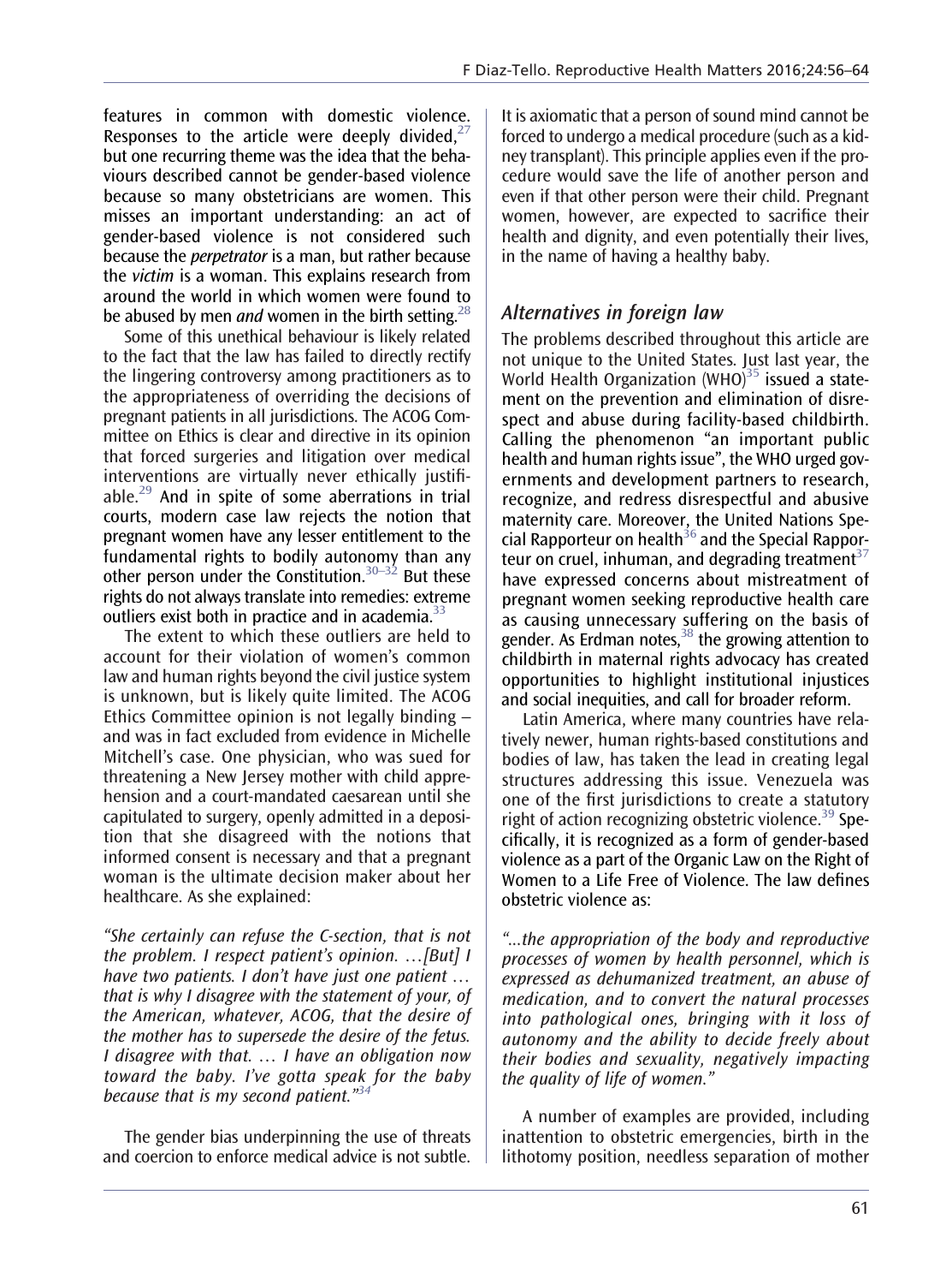features in common with domestic violence. Responses to the article were deeply divided,[27] but one recurring theme was the idea that the behaviours described cannot be gender-based violence because so many obstetricians are women. This misses an important understanding: an act of gender-based violence is not considered such because the *perpetrator* is a man, but rather because the *victim* is a woman. This explains research from around the world in which women were found to be abused by men *and* women in the birth setting.[28]

Some of this unethical behaviour is likely related to the fact that the law has failed to directly rectify the lingering controversy among practitioners as to the appropriateness of overriding the decisions of pregnant patients in all jurisdictions. The ACOG Committee on Ethics is clear and directive in its opinion that forced surgeries and litigation over medical interventions are virtually never ethically justifiable.[29] And in spite of some aberrations in trial courts, modern case law rejects the notion that pregnant women have any lesser entitlement to the fundamental rights to bodily autonomy than any other person under the Constitution.[30–32] But these rights do not always translate into remedies: extreme outliers exist both in practice and in academia.[33]

The extent to which these outliers are held to account for their violation of women's common law and human rights beyond the civil justice system is unknown, but is likely quite limited. The ACOG Ethics Committee opinion is not legally binding – and was in fact excluded from evidence in Michelle Mitchell's case. One physician, who was sued for threatening a New Jersey mother with child apprehension and a court-mandated caesarean until she capitulated to surgery, openly admitted in a deposition that she disagreed with the notions that informed consent is necessary and that a pregnant woman is the ultimate decision maker about her healthcare. As she explained:

*"She certainly can refuse the C-section, that is not the problem. I respect patient's opinion. …[But] I have two patients. I don't have just one patient … that is why I disagree with the statement of your, of the American, whatever, ACOG, that the desire of the mother has to supersede the desire of the fetus. I disagree with that. … I have an obligation now toward the baby. I've gotta speak for the baby because that is my second patient."*[34]

The gender bias underpinning the use of threats and coercion to enforce medical advice is not subtle. It is axiomatic that a person of sound mind cannot be forced to undergo a medical procedure (such as a kidney transplant). This principle applies even if the procedure would save the life of another person and even if that other person were their child. Pregnant women, however, are expected to sacrifice their health and dignity, and even potentially their lives, in the name of having a healthy baby.

## Alternatives in foreign law

The problems described throughout this article are not unique to the United States. Just last year, the World Health Organization (WHO)[35] issued a statement on the prevention and elimination of disrespect and abuse during facility-based childbirth. Calling the phenomenon "an important public health and human rights issue", the WHO urged governments and development partners to research, recognize, and redress disrespectful and abusive maternity care. Moreover, the United Nations Special Rapporteur on health[36] and the Special Rapporteur on cruel, inhuman, and degrading treatment[37] have expressed concerns about mistreatment of pregnant women seeking reproductive health care as causing unnecessary suffering on the basis of gender. As Erdman notes,[38] the growing attention to childbirth in maternal rights advocacy has created opportunities to highlight institutional injustices and social inequities, and call for broader reform.

Latin America, where many countries have relatively newer, human rights-based constitutions and bodies of law, has taken the lead in creating legal structures addressing this issue. Venezuela was one of the first jurisdictions to create a statutory right of action recognizing obstetric violence.[39] Specifically, it is recognized as a form of gender-based violence as a part of the Organic Law on the Right of Women to a Life Free of Violence. The law defines obstetric violence as:

*"…the appropriation of the body and reproductive processes of women by health personnel, which is expressed as dehumanized treatment, an abuse of medication, and to convert the natural processes into pathological ones, bringing with it loss of autonomy and the ability to decide freely about their bodies and sexuality, negatively impacting the quality of life of women."*

A number of examples are provided, including inattention to obstetric emergencies, birth in the lithotomy position, needless separation of mother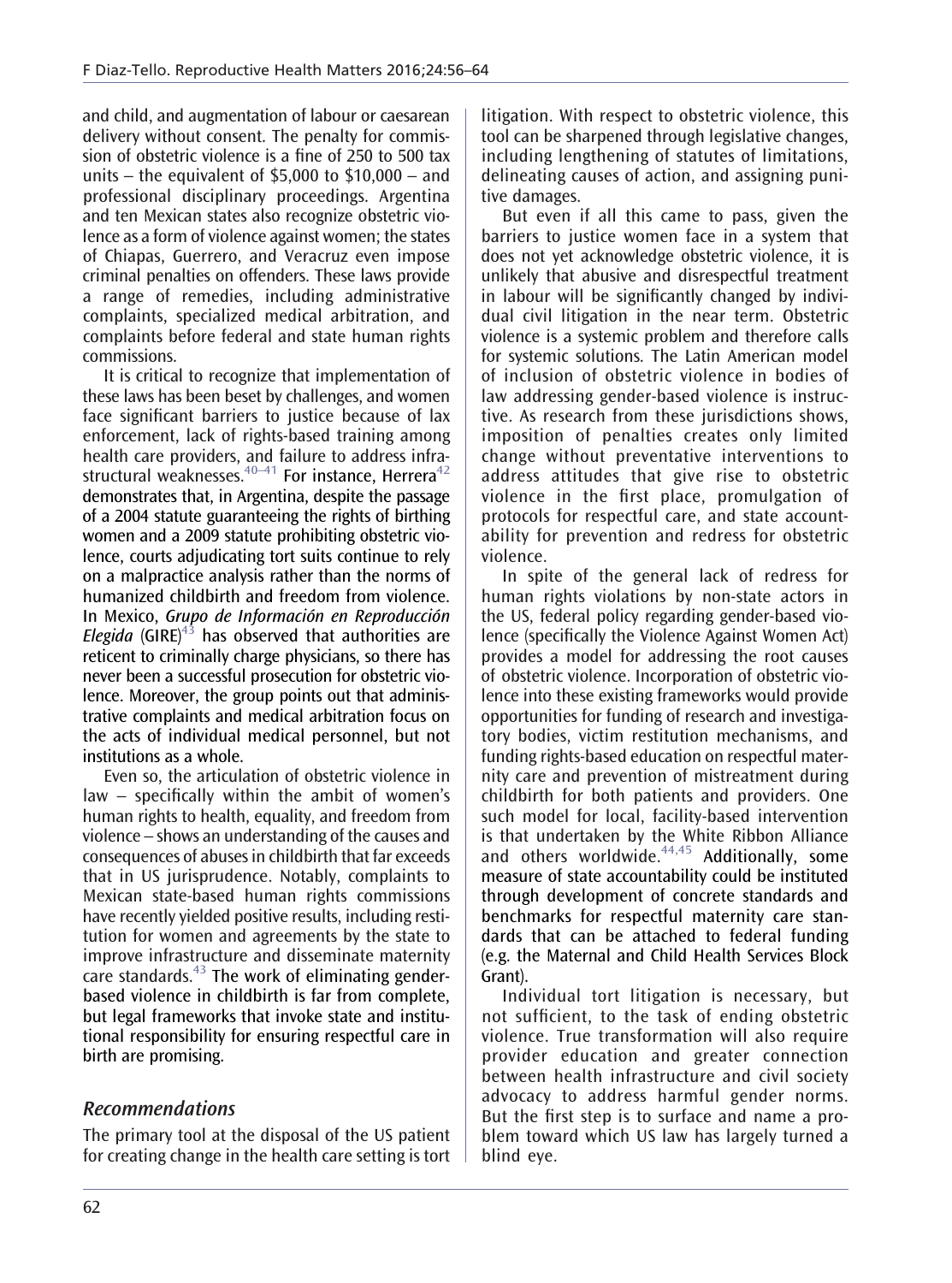and child, and augmentation of labour or caesarean delivery without consent. The penalty for commission of obstetric violence is a fine of 250 to 500 tax units – the equivalent of $5,000 to $10,000 – and professional disciplinary proceedings. Argentina and ten Mexican states also recognize obstetric violence as a form of violence against women; the states of Chiapas, Guerrero, and Veracruz even impose criminal penalties on offenders. These laws provide a range of remedies, including administrative complaints, specialized medical arbitration, and complaints before federal and state human rights commissions.

It is critical to recognize that implementation of these laws has been beset by challenges, and women face significant barriers to justice because of lax enforcement, lack of rights-based training among health care providers, and failure to address infrastructural weaknesses.[40–41] For instance, Herrera[42] demonstrates that, in Argentina, despite the passage of a 2004 statute guaranteeing the rights of birthing women and a 2009 statute prohibiting obstetric violence, courts adjudicating tort suits continue to rely on a malpractice analysis rather than the norms of humanized childbirth and freedom from violence. In Mexico, *Grupo de Información en Reproducción Elegida* (GIRE)[43] has observed that authorities are reticent to criminally charge physicians, so there has never been a successful prosecution for obstetric violence. Moreover, the group points out that administrative complaints and medical arbitration focus on the acts of individual medical personnel, but not institutions as a whole.

Even so, the articulation of obstetric violence in law – specifically within the ambit of women's human rights to health, equality, and freedom from violence – shows an understanding of the causes and consequences of abuses in childbirth that far exceeds that in US jurisprudence. Notably, complaints to Mexican state-based human rights commissions have recently yielded positive results, including restitution for women and agreements by the state to improve infrastructure and disseminate maternity care standards.[43] The work of eliminating gender-based violence in childbirth is far from complete, but legal frameworks that invoke state and institutional responsibility for ensuring respectful care in birth are promising.

## Recommendations

The primary tool at the disposal of the US patient for creating change in the health care setting is tort litigation. With respect to obstetric violence, this tool can be sharpened through legislative changes, including lengthening of statutes of limitations, delineating causes of action, and assigning punitive damages.

But even if all this came to pass, given the barriers to justice women face in a system that does not yet acknowledge obstetric violence, it is unlikely that abusive and disrespectful treatment in labour will be significantly changed by individual civil litigation in the near term. Obstetric violence is a systemic problem and therefore calls for systemic solutions. The Latin American model of inclusion of obstetric violence in bodies of law addressing gender-based violence is instructive. As research from these jurisdictions shows, imposition of penalties creates only limited change without preventative interventions to address attitudes that give rise to obstetric violence in the first place, promulgation of protocols for respectful care, and state accountability for prevention and redress for obstetric violence.

In spite of the general lack of redress for human rights violations by non-state actors in the US, federal policy regarding gender-based violence (specifically the Violence Against Women Act) provides a model for addressing the root causes of obstetric violence. Incorporation of obstetric violence into these existing frameworks would provide opportunities for funding of research and investigatory bodies, victim restitution mechanisms, and funding rights-based education on respectful maternity care and prevention of mistreatment during childbirth for both patients and providers. One such model for local, facility-based intervention is that undertaken by the White Ribbon Alliance and others worldwide.[44,45] Additionally, some measure of state accountability could be instituted through development of concrete standards and benchmarks for respectful maternity care standards that can be attached to federal funding (e.g. the Maternal and Child Health Services Block Grant).

Individual tort litigation is necessary, but not sufficient, to the task of ending obstetric violence. True transformation will also require provider education and greater connection between health infrastructure and civil society advocacy to address harmful gender norms. But the first step is to surface and name a problem toward which US law has largely turned a blind eye.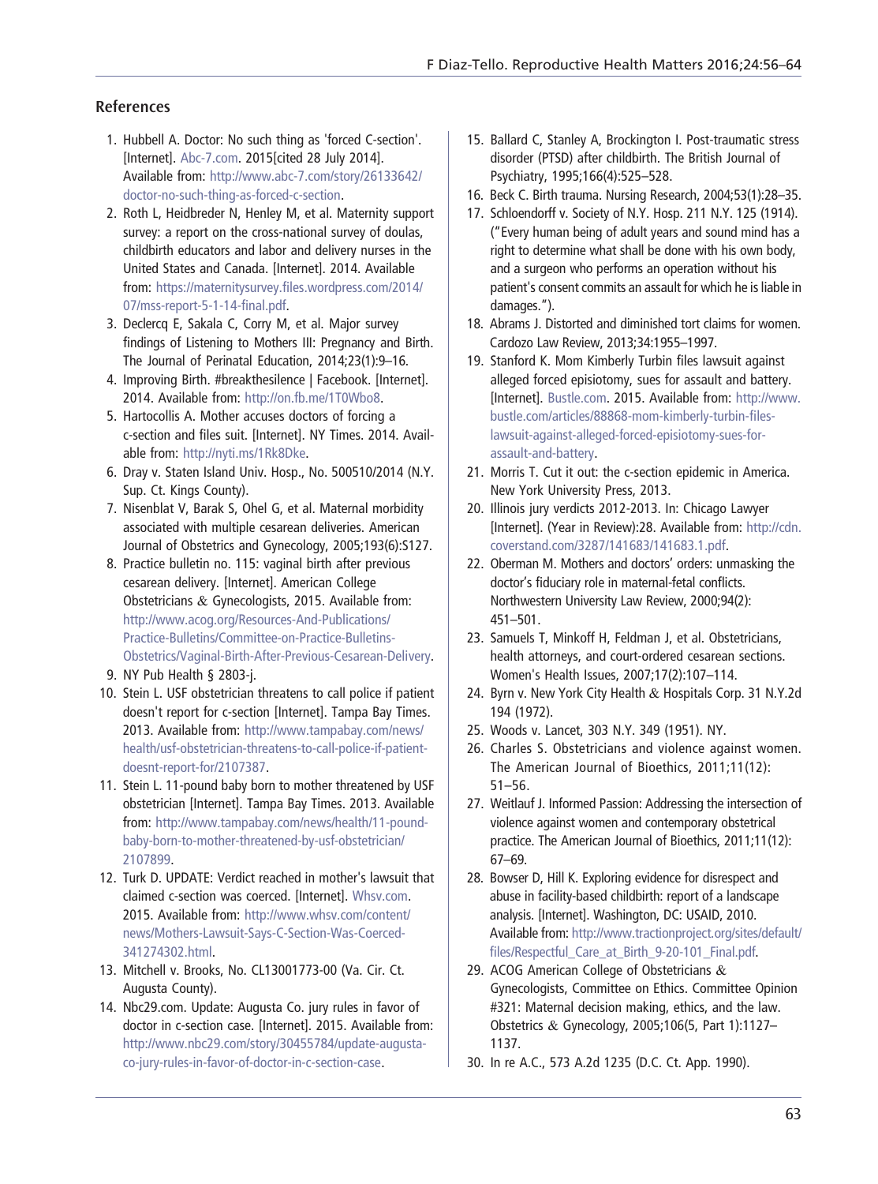## References

1. Hubbell A. Doctor: No such thing as 'forced C-section'. [Internet]. Abc-7.com. 2015[cited 28 July 2014]. Available from: http://www.abc-7.com/story/26133642/doctor-no-such-thing-as-forced-c-section.
2. Roth L, Heidbreder N, Henley M, et al. Maternity support survey: a report on the cross-national survey of doulas, childbirth educators and labor and delivery nurses in the United States and Canada. [Internet]. 2014. Available from: https://maternitysurvey.files.wordpress.com/2014/07/mss-report-5-1-14-final.pdf.
3. Declercq E, Sakala C, Corry M, et al. Major survey findings of Listening to Mothers III: Pregnancy and Birth. The Journal of Perinatal Education, 2014;23(1):9–16.
4. Improving Birth. #breakthesilence | Facebook. [Internet]. 2014. Available from: http://on.fb.me/1T0Wbo8.
5. Hartocollis A. Mother accuses doctors of forcing a c-section and files suit. [Internet]. NY Times. 2014. Available from: http://nyti.ms/1Rk8Dke.
6. Dray v. Staten Island Univ. Hosp., No. 500510/2014 (N.Y. Sup. Ct. Kings County).
7. Nisenblat V, Barak S, Ohel G, et al. Maternal morbidity associated with multiple cesarean deliveries. American Journal of Obstetrics and Gynecology, 2005;193(6):S127.
8. Practice bulletin no. 115: vaginal birth after previous cesarean delivery. [Internet]. American College Obstetricians & Gynecologists, 2015. Available from: http://www.acog.org/Resources-And-Publications/Practice-Bulletins/Committee-on-Practice-Bulletins-Obstetrics/Vaginal-Birth-After-Previous-Cesarean-Delivery.
9. NY Pub Health § 2803-j.
10. Stein L. USF obstetrician threatens to call police if patient doesn't report for c-section [Internet]. Tampa Bay Times. 2013. Available from: http://www.tampabay.com/news/health/usf-obstetrician-threatens-to-call-police-if-patient-doesnt-report-for/2107387.
11. Stein L. 11-pound baby born to mother threatened by USF obstetrician [Internet]. Tampa Bay Times. 2013. Available from: http://www.tampabay.com/news/health/11-pound-baby-born-to-mother-threatened-by-usf-obstetrician/2107899.
12. Turk D. UPDATE: Verdict reached in mother's lawsuit that claimed c-section was coerced. [Internet]. Whsv.com. 2015. Available from: http://www.whsv.com/content/news/Mothers-Lawsuit-Says-C-Section-Was-Coerced-341274302.html.
13. Mitchell v. Brooks, No. CL13001773-00 (Va. Cir. Ct. Augusta County).
14. Nbc29.com. Update: Augusta Co. jury rules in favor of doctor in c-section case. [Internet]. 2015. Available from: http://www.nbc29.com/story/30455784/update-augusta-co-jury-rules-in-favor-of-doctor-in-c-section-case.
15. Ballard C, Stanley A, Brockington I. Post-traumatic stress disorder (PTSD) after childbirth. The British Journal of Psychiatry, 1995;166(4):525–528.
16. Beck C. Birth trauma. Nursing Research, 2004;53(1):28–35.
17. Schloendorff v. Society of N.Y. Hosp. 211 N.Y. 125 (1914). ("Every human being of adult years and sound mind has a right to determine what shall be done with his own body, and a surgeon who performs an operation without his patient's consent commits an assault for which he is liable in damages.").
18. Abrams J. Distorted and diminished tort claims for women. Cardozo Law Review, 2013;34:1955–1997.
19. Stanford K. Mom Kimberly Turbin files lawsuit against alleged forced episiotomy, sues for assault and battery. [Internet]. Bustle.com. 2015. Available from: http://www.bustle.com/articles/88868-mom-kimberly-turbin-files-lawsuit-against-alleged-forced-episiotomy-sues-for-assault-and-battery.
21. Morris T. Cut it out: the c-section epidemic in America. New York University Press, 2013.
20. Illinois jury verdicts 2012-2013. In: Chicago Lawyer [Internet]. (Year in Review):28. Available from: http://cdn.coverstand.com/3287/141683/141683.1.pdf.
22. Oberman M. Mothers and doctors' orders: unmasking the doctor's fiduciary role in maternal-fetal conflicts. Northwestern University Law Review, 2000;94(2): 451–501.
23. Samuels T, Minkoff H, Feldman J, et al. Obstetricians, health attorneys, and court-ordered cesarean sections. Women's Health Issues, 2007;17(2):107–114.
24. Byrn v. New York City Health & Hospitals Corp. 31 N.Y.2d 194 (1972).
25. Woods v. Lancet, 303 N.Y. 349 (1951). NY.
26. Charles S. Obstetricians and violence against women. The American Journal of Bioethics, 2011;11(12): 51–56.
27. Weitlauf J. Informed Passion: Addressing the intersection of violence against women and contemporary obstetrical practice. The American Journal of Bioethics, 2011;11(12): 67–69.
28. Bowser D, Hill K. Exploring evidence for disrespect and abuse in facility-based childbirth: report of a landscape analysis. [Internet]. Washington, DC: USAID, 2010. Available from: http://www.tractionproject.org/sites/default/files/Respectful_Care_at_Birth_9-20-101_Final.pdf.
29. ACOG American College of Obstetricians & Gynecologists, Committee on Ethics. Committee Opinion #321: Maternal decision making, ethics, and the law. Obstetrics & Gynecology, 2005;106(5, Part 1):1127–1137.
30. In re A.C., 573 A.2d 1235 (D.C. Ct. App. 1990).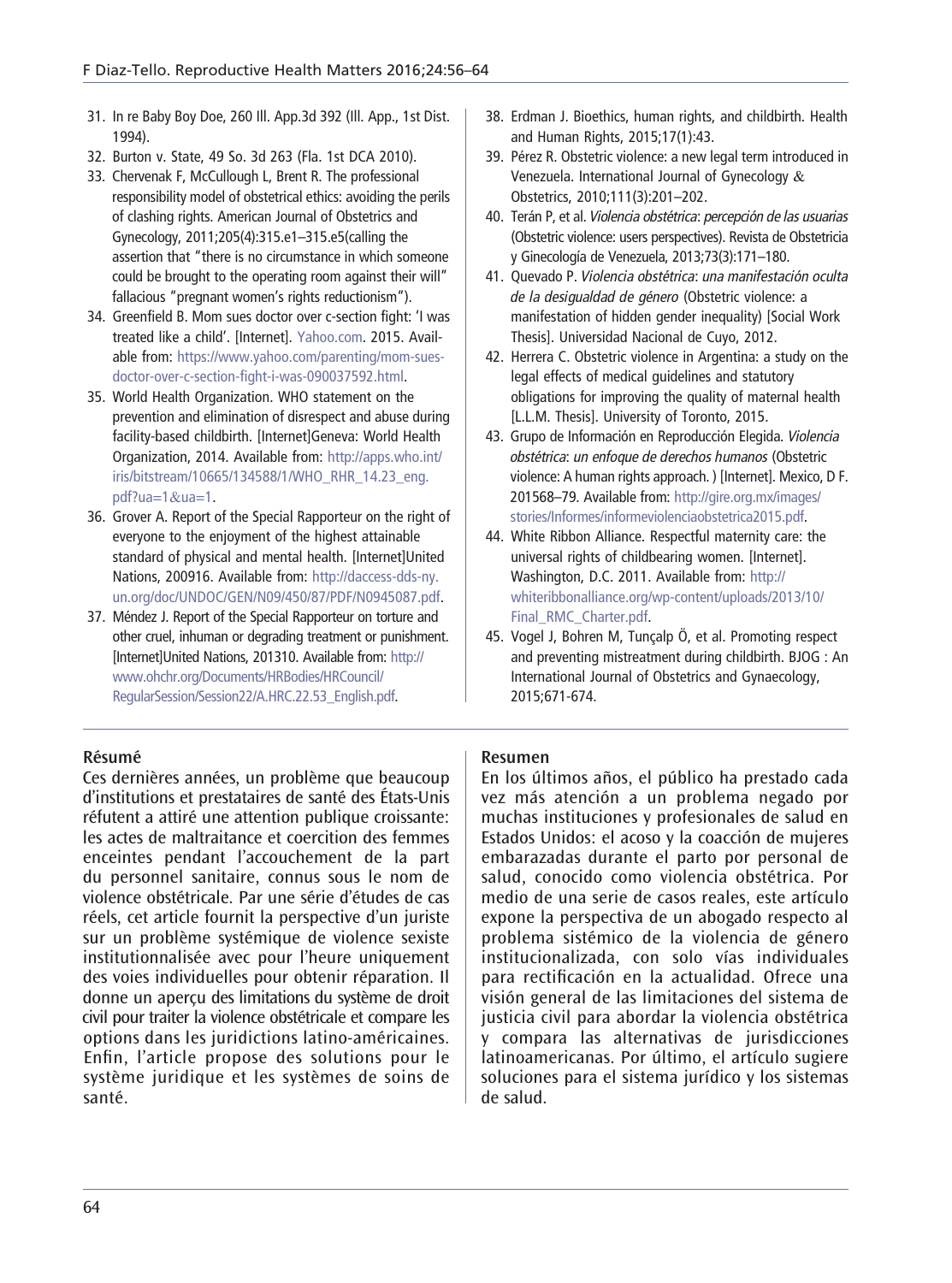31. In re Baby Boy Doe, 260 Ill. App.3d 392 (Ill. App., 1st Dist. 1994).
32. Burton v. State, 49 So. 3d 263 (Fla. 1st DCA 2010).
33. Chervenak F, McCullough L, Brent R. The professional responsibility model of obstetrical ethics: avoiding the perils of clashing rights. American Journal of Obstetrics and Gynecology, 2011;205(4):315.e1–315.e5(calling the assertion that "there is no circumstance in which someone could be brought to the operating room against their will" fallacious "pregnant women's rights reductionism").
34. Greenfield B. Mom sues doctor over c-section fight: 'I was treated like a child'. [Internet]. Yahoo.com. 2015. Available from: https://www.yahoo.com/parenting/mom-sues-doctor-over-c-section-fight-i-was-090037592.html.
35. World Health Organization. WHO statement on the prevention and elimination of disrespect and abuse during facility-based childbirth. [Internet]Geneva: World Health Organization, 2014. Available from: http://apps.who.int/iris/bitstream/10665/134588/1/WHO_RHR_14.23_eng.pdf?ua=1&ua=1.
36. Grover A. Report of the Special Rapporteur on the right of everyone to the enjoyment of the highest attainable standard of physical and mental health. [Internet]United Nations, 200916. Available from: http://daccess-dds-ny.un.org/doc/UNDOC/GEN/N09/450/87/PDF/N0945087.pdf.
37. Méndez J. Report of the Special Rapporteur on torture and other cruel, inhuman or degrading treatment or punishment. [Internet]United Nations, 201310. Available from: http://www.ohchr.org/Documents/HRBodies/HRCouncil/RegularSession/Session22/A.HRC.22.53_English.pdf.
38. Erdman J. Bioethics, human rights, and childbirth. Health and Human Rights, 2015;17(1):43.
39. Pérez R. Obstetric violence: a new legal term introduced in Venezuela. International Journal of Gynecology & Obstetrics, 2010;111(3):201–202.
40. Terán P, et al. *Violencia obstétrica*: *percepción de las usuarias* (Obstetric violence: users perspectives). Revista de Obstetricia y Ginecología de Venezuela, 2013;73(3):171–180.
41. Quevado P. *Violencia obstétrica*: *una manifestación oculta de la desigualdad de género* (Obstetric violence: a manifestation of hidden gender inequality) [Social Work Thesis]. Universidad Nacional de Cuyo, 2012.
42. Herrera C. Obstetric violence in Argentina: a study on the legal effects of medical guidelines and statutory obligations for improving the quality of maternal health [L.L.M. Thesis]. University of Toronto, 2015.
43. Grupo de Información en Reproducción Elegida. *Violencia obstétrica*: *un enfoque de derechos humanos* (Obstetric violence: A human rights approach. ) [Internet]. Mexico, D F. 201568–79. Available from: http://gire.org.mx/images/stories/Informes/informeviolenciaobstetrica2015.pdf.
44. White Ribbon Alliance. Respectful maternity care: the universal rights of childbearing women. [Internet]. Washington, D.C. 2011. Available from: http://whiteribbonalliance.org/wp-content/uploads/2013/10/Final_RMC_Charter.pdf.
45. Vogel J, Bohren M, Tunçalp Ö, et al. Promoting respect and preventing mistreatment during childbirth. BJOG : An International Journal of Obstetrics and Gynaecology, 2015;671-674.

**Résumé**

Ces dernières années, un problème que beaucoup d'institutions et prestataires de santé des États-Unis réfutent a attiré une attention publique croissante: les actes de maltraitance et coercition des femmes enceintes pendant l'accouchement de la part du personnel sanitaire, connus sous le nom de violence obstétricale. Par une série d'études de cas réels, cet article fournit la perspective d'un juriste sur un problème systémique de violence sexiste institutionnalisée avec pour l'heure uniquement des voies individuelles pour obtenir réparation. Il donne un aperçu des limitations du système de droit civil pour traiter la violence obstétricale et compare les options dans les juridictions latino-américaines. Enfin, l'article propose des solutions pour le système juridique et les systèmes de soins de santé.

**Resumen**

En los últimos años, el público ha prestado cada vez más atención a un problema negado por muchas instituciones y profesionales de salud en Estados Unidos: el acoso y la coacción de mujeres embarazadas durante el parto por personal de salud, conocido como violencia obstétrica. Por medio de una serie de casos reales, este artículo expone la perspectiva de un abogado respecto al problema sistémico de la violencia de género institucionalizada, con solo vías individuales para rectificación en la actualidad. Ofrece una visión general de las limitaciones del sistema de justicia civil para abordar la violencia obstétrica y compara las alternativas de jurisdicciones latinoamericanas. Por último, el artículo sugiere soluciones para el sistema jurídico y los sistemas de salud.